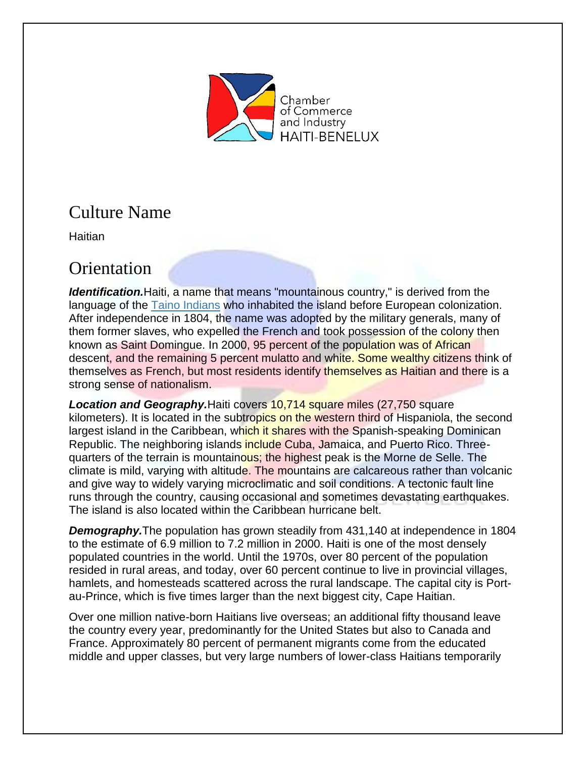Chamber of Commerce and Industry HAITI-BENELUX

## Culture Name

Haitian

## Orientation

***Identification.*** Haiti, a name that means "mountainous country," is derived from the language of the [Taino Indians] who inhabited the island before European colonization. After independence in 1804, the name was adopted by the military generals, many of them former slaves, who expelled the French and took possession of the colony then known as Saint Domingue. In 2000, 95 percent of the population was of African descent, and the remaining 5 percent mulatto and white. Some wealthy citizens think of themselves as French, but most residents identify themselves as Haitian and there is a strong sense of nationalism.

***Location and Geography.*** Haiti covers 10,714 square miles (27,750 square kilometers). It is located in the subtropics on the western third of Hispaniola, the second largest island in the Caribbean, which it shares with the Spanish-speaking Dominican Republic. The neighboring islands include Cuba, Jamaica, and Puerto Rico. Three-quarters of the terrain is mountainous; the highest peak is the Morne de Selle. The climate is mild, varying with altitude. The mountains are calcareous rather than volcanic and give way to widely varying microclimatic and soil conditions. A tectonic fault line runs through the country, causing occasional and sometimes devastating earthquakes. The island is also located within the Caribbean hurricane belt.

***Demography.*** The population has grown steadily from 431,140 at independence in 1804 to the estimate of 6.9 million to 7.2 million in 2000. Haiti is one of the most densely populated countries in the world. Until the 1970s, over 80 percent of the population resided in rural areas, and today, over 60 percent continue to live in provincial villages, hamlets, and homesteads scattered across the rural landscape. The capital city is Port-au-Prince, which is five times larger than the next biggest city, Cape Haitian.

Over one million native-born Haitians live overseas; an additional fifty thousand leave the country every year, predominantly for the United States but also to Canada and France. Approximately 80 percent of permanent migrants come from the educated middle and upper classes, but very large numbers of lower-class Haitians temporarily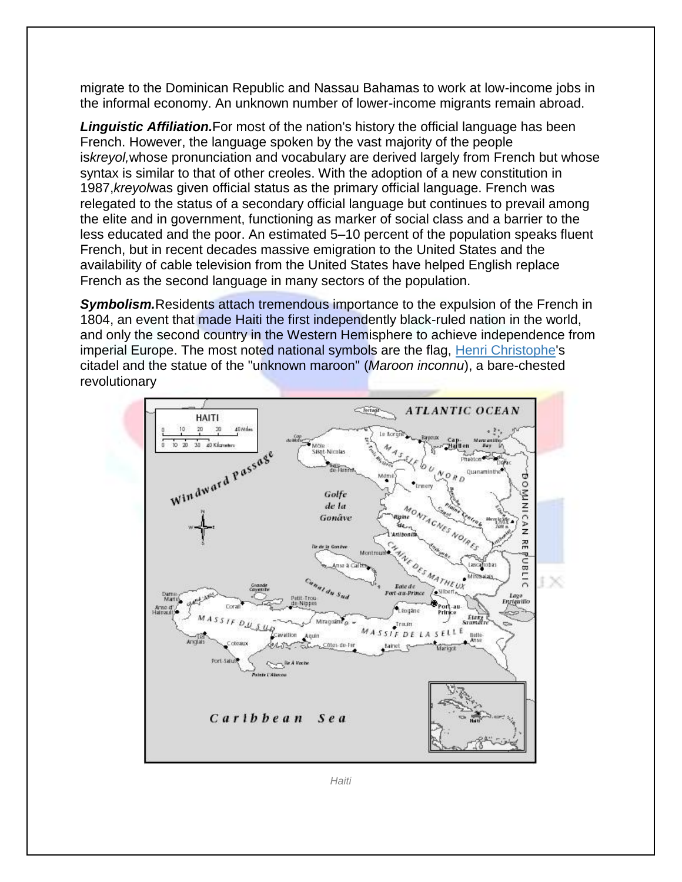migrate to the Dominican Republic and Nassau Bahamas to work at low-income jobs in the informal economy. An unknown number of lower-income migrants remain abroad.

***Linguistic Affiliation.*** For most of the nation's history the official language has been French. However, the language spoken by the vast majority of the people is *kreyol,* whose pronunciation and vocabulary are derived largely from French but whose syntax is similar to that of other creoles. With the adoption of a new constitution in 1987, *kreyol* was given official status as the primary official language. French was relegated to the status of a secondary official language but continues to prevail among the elite and in government, functioning as marker of social class and a barrier to the less educated and the poor. An estimated 5–10 percent of the population speaks fluent French, but in recent decades massive emigration to the United States and the availability of cable television from the United States have helped English replace French as the second language in many sectors of the population.

***Symbolism.*** Residents attach tremendous importance to the expulsion of the French in 1804, an event that made Haiti the first independently black-ruled nation in the world, and only the second country in the Western Hemisphere to achieve independence from imperial Europe. The most noted national symbols are the flag, Henri Christophe's citadel and the statue of the "unknown maroon" (*Maroon inconnu*), a bare-chested revolutionary

*Haiti*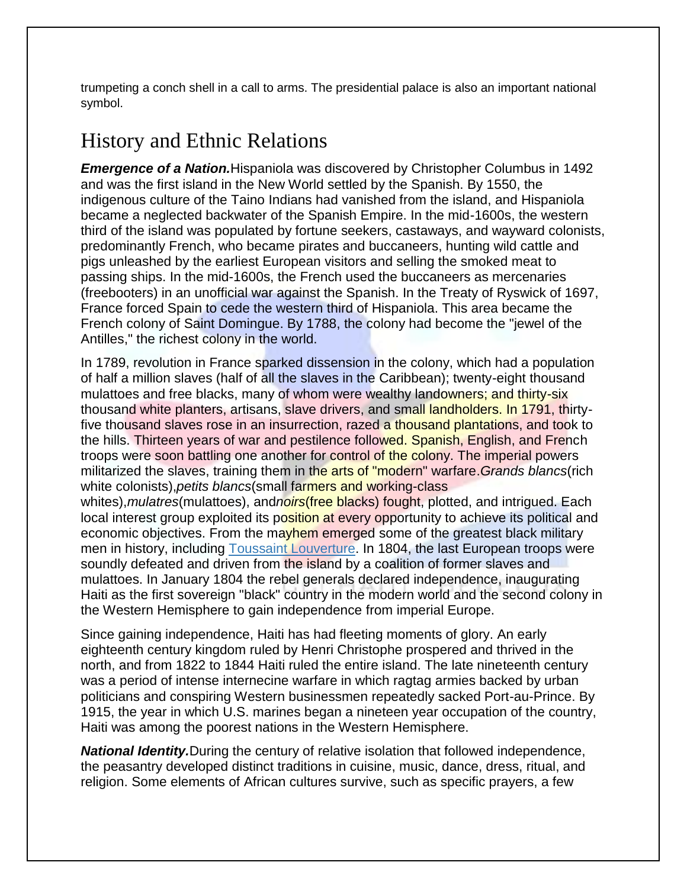trumpeting a conch shell in a call to arms. The presidential palace is also an important national symbol.

# History and Ethnic Relations

***Emergence of a Nation.***Hispaniola was discovered by Christopher Columbus in 1492 and was the first island in the New World settled by the Spanish. By 1550, the indigenous culture of the Taino Indians had vanished from the island, and Hispaniola became a neglected backwater of the Spanish Empire. In the mid-1600s, the western third of the island was populated by fortune seekers, castaways, and wayward colonists, predominantly French, who became pirates and buccaneers, hunting wild cattle and pigs unleashed by the earliest European visitors and selling the smoked meat to passing ships. In the mid-1600s, the French used the buccaneers as mercenaries (freebooters) in an unofficial war against the Spanish. In the Treaty of Ryswick of 1697, France forced Spain to cede the western third of Hispaniola. This area became the French colony of Saint Domingue. By 1788, the colony had become the "jewel of the Antilles," the richest colony in the world.

In 1789, revolution in France sparked dissension in the colony, which had a population of half a million slaves (half of all the slaves in the Caribbean); twenty-eight thousand mulattoes and free blacks, many of whom were wealthy landowners; and thirty-six thousand white planters, artisans, slave drivers, and small landholders. In 1791, thirty-five thousand slaves rose in an insurrection, razed a thousand plantations, and took to the hills. Thirteen years of war and pestilence followed. Spanish, English, and French troops were soon battling one another for control of the colony. The imperial powers militarized the slaves, training them in the arts of "modern" warfare.*Grands blancs*(rich white colonists),*petits blancs*(small farmers and working-class whites),*mulatres*(mulattoes), and*noirs*(free blacks) fought, plotted, and intrigued. Each local interest group exploited its position at every opportunity to achieve its political and economic objectives. From the mayhem emerged some of the greatest black military men in history, including Toussaint Louverture. In 1804, the last European troops were soundly defeated and driven from the island by a coalition of former slaves and mulattoes. In January 1804 the rebel generals declared independence, inaugurating Haiti as the first sovereign "black" country in the modern world and the second colony in the Western Hemisphere to gain independence from imperial Europe.

Since gaining independence, Haiti has had fleeting moments of glory. An early eighteenth century kingdom ruled by Henri Christophe prospered and thrived in the north, and from 1822 to 1844 Haiti ruled the entire island. The late nineteenth century was a period of intense internecine warfare in which ragtag armies backed by urban politicians and conspiring Western businessmen repeatedly sacked Port-au-Prince. By 1915, the year in which U.S. marines began a nineteen year occupation of the country, Haiti was among the poorest nations in the Western Hemisphere.

***National Identity.***During the century of relative isolation that followed independence, the peasantry developed distinct traditions in cuisine, music, dance, dress, ritual, and religion. Some elements of African cultures survive, such as specific prayers, a few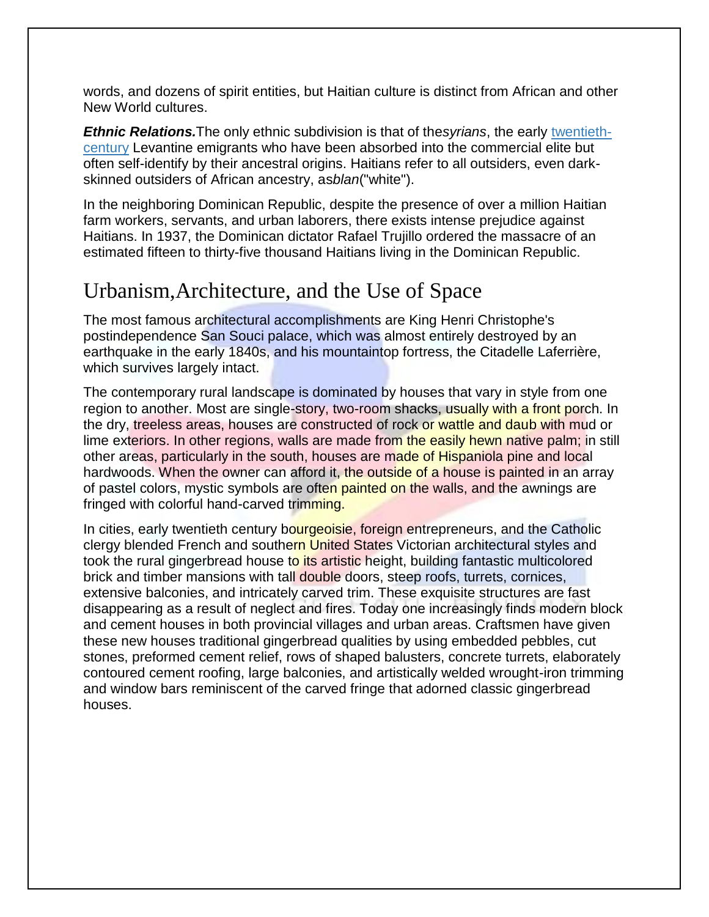words, and dozens of spirit entities, but Haitian culture is distinct from African and other New World cultures.

***Ethnic Relations.***The only ethnic subdivision is that of the*syrians*, the early twentieth-century Levantine emigrants who have been absorbed into the commercial elite but often self-identify by their ancestral origins. Haitians refer to all outsiders, even dark-skinned outsiders of African ancestry, as*blan*("white").

In the neighboring Dominican Republic, despite the presence of over a million Haitian farm workers, servants, and urban laborers, there exists intense prejudice against Haitians. In 1937, the Dominican dictator Rafael Trujillo ordered the massacre of an estimated fifteen to thirty-five thousand Haitians living in the Dominican Republic.

## Urbanism,Architecture, and the Use of Space

The most famous architectural accomplishments are King Henri Christophe's postindependence San Souci palace, which was almost entirely destroyed by an earthquake in the early 1840s, and his mountaintop fortress, the Citadelle Laferrière, which survives largely intact.

The contemporary rural landscape is dominated by houses that vary in style from one region to another. Most are single-story, two-room shacks, usually with a front porch. In the dry, treeless areas, houses are constructed of rock or wattle and daub with mud or lime exteriors. In other regions, walls are made from the easily hewn native palm; in still other areas, particularly in the south, houses are made of Hispaniola pine and local hardwoods. When the owner can afford it, the outside of a house is painted in an array of pastel colors, mystic symbols are often painted on the walls, and the awnings are fringed with colorful hand-carved trimming.

In cities, early twentieth century bourgeoisie, foreign entrepreneurs, and the Catholic clergy blended French and southern United States Victorian architectural styles and took the rural gingerbread house to its artistic height, building fantastic multicolored brick and timber mansions with tall double doors, steep roofs, turrets, cornices, extensive balconies, and intricately carved trim. These exquisite structures are fast disappearing as a result of neglect and fires. Today one increasingly finds modern block and cement houses in both provincial villages and urban areas. Craftsmen have given these new houses traditional gingerbread qualities by using embedded pebbles, cut stones, preformed cement relief, rows of shaped balusters, concrete turrets, elaborately contoured cement roofing, large balconies, and artistically welded wrought-iron trimming and window bars reminiscent of the carved fringe that adorned classic gingerbread houses.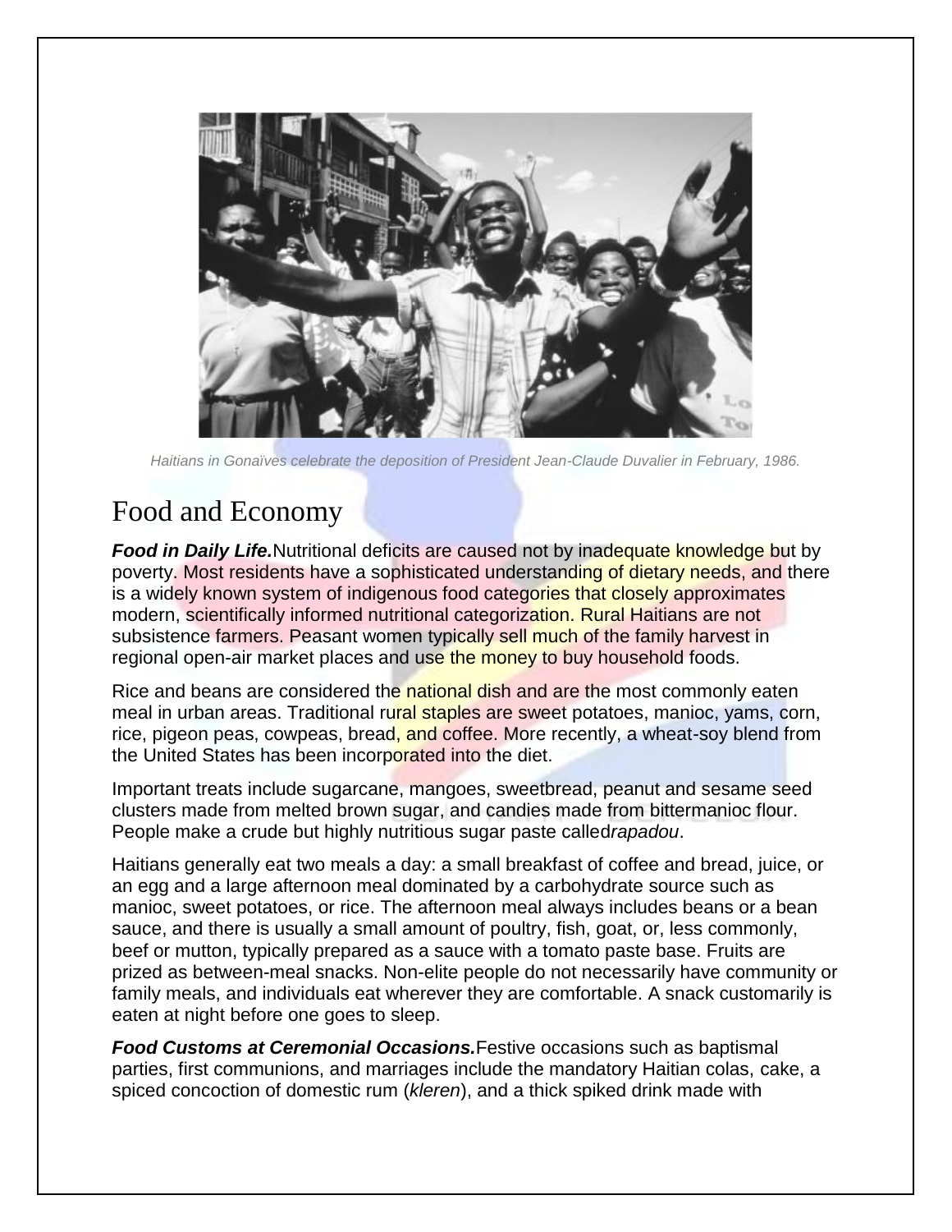Haitians in Gonaïves celebrate the deposition of President Jean-Claude Duvalier in February, 1986.

# Food and Economy

***Food in Daily Life.*** Nutritional deficits are caused not by inadequate knowledge but by poverty. Most residents have a sophisticated understanding of dietary needs, and there is a widely known system of indigenous food categories that closely approximates modern, scientifically informed nutritional categorization. Rural Haitians are not subsistence farmers. Peasant women typically sell much of the family harvest in regional open-air market places and use the money to buy household foods.

Rice and beans are considered the national dish and are the most commonly eaten meal in urban areas. Traditional rural staples are sweet potatoes, manioc, yams, corn, rice, pigeon peas, cowpeas, bread, and coffee. More recently, a wheat-soy blend from the United States has been incorporated into the diet.

Important treats include sugarcane, mangoes, sweetbread, peanut and sesame seed clusters made from melted brown sugar, and candies made from bittermanioc flour. People make a crude but highly nutritious sugar paste called *rapadou*.

Haitians generally eat two meals a day: a small breakfast of coffee and bread, juice, or an egg and a large afternoon meal dominated by a carbohydrate source such as manioc, sweet potatoes, or rice. The afternoon meal always includes beans or a bean sauce, and there is usually a small amount of poultry, fish, goat, or, less commonly, beef or mutton, typically prepared as a sauce with a tomato paste base. Fruits are prized as between-meal snacks. Non-elite people do not necessarily have community or family meals, and individuals eat wherever they are comfortable. A snack customarily is eaten at night before one goes to sleep.

***Food Customs at Ceremonial Occasions.*** Festive occasions such as baptismal parties, first communions, and marriages include the mandatory Haitian colas, cake, a spiced concoction of domestic rum (*kleren*), and a thick spiked drink made with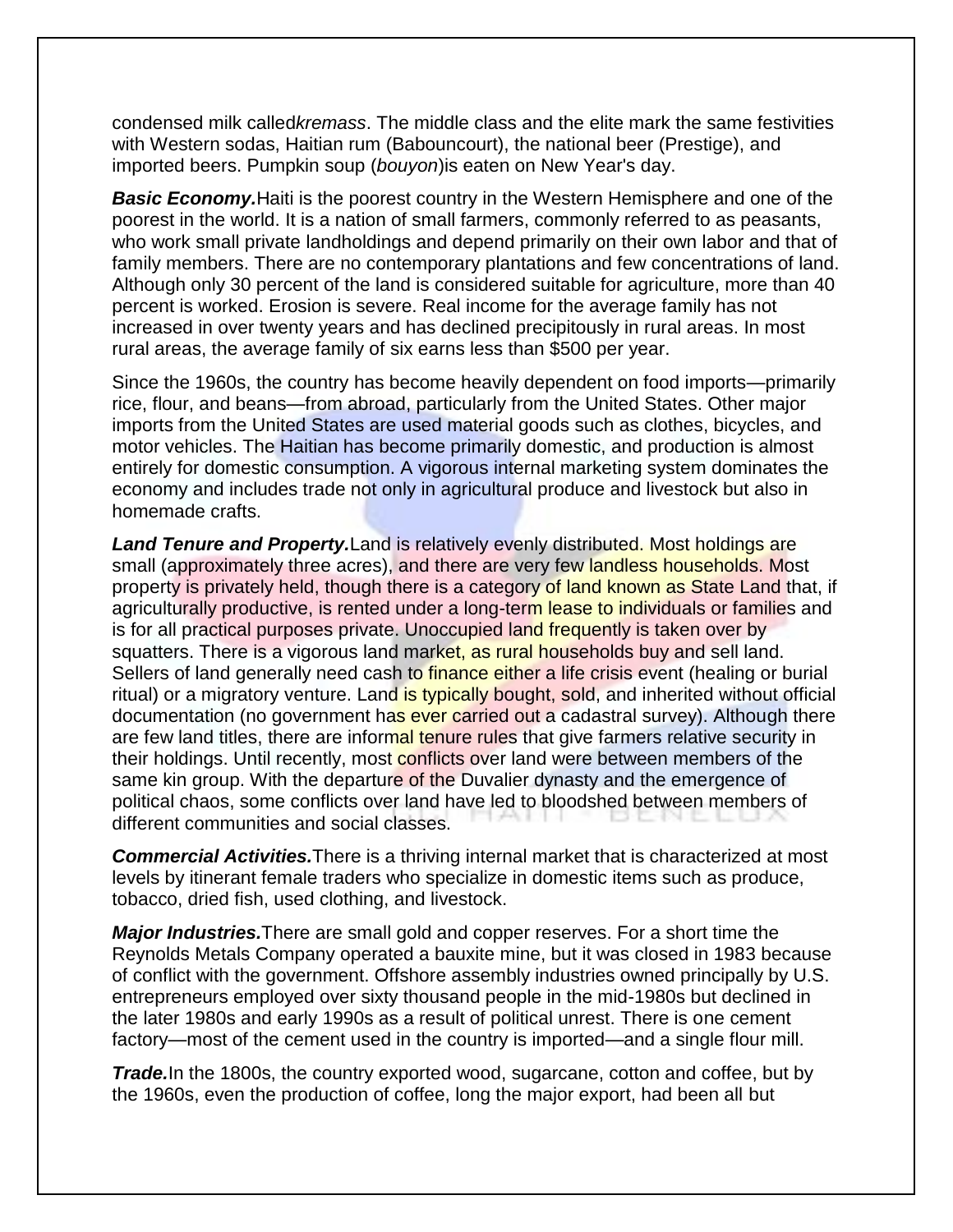condensed milk called*kremass*. The middle class and the elite mark the same festivities with Western sodas, Haitian rum (Babouncourt), the national beer (Prestige), and imported beers. Pumpkin soup (*bouyon*)is eaten on New Year's day.

***Basic Economy.***Haiti is the poorest country in the Western Hemisphere and one of the poorest in the world. It is a nation of small farmers, commonly referred to as peasants, who work small private landholdings and depend primarily on their own labor and that of family members. There are no contemporary plantations and few concentrations of land. Although only 30 percent of the land is considered suitable for agriculture, more than 40 percent is worked. Erosion is severe. Real income for the average family has not increased in over twenty years and has declined precipitously in rural areas. In most rural areas, the average family of six earns less than $500 per year.

Since the 1960s, the country has become heavily dependent on food imports—primarily rice, flour, and beans—from abroad, particularly from the United States. Other major imports from the United States are used material goods such as clothes, bicycles, and motor vehicles. The Haitian has become primarily domestic, and production is almost entirely for domestic consumption. A vigorous internal marketing system dominates the economy and includes trade not only in agricultural produce and livestock but also in homemade crafts.

***Land Tenure and Property.***Land is relatively evenly distributed. Most holdings are small (approximately three acres), and there are very few landless households. Most property is privately held, though there is a category of land known as State Land that, if agriculturally productive, is rented under a long-term lease to individuals or families and is for all practical purposes private. Unoccupied land frequently is taken over by squatters. There is a vigorous land market, as rural households buy and sell land. Sellers of land generally need cash to finance either a life crisis event (healing or burial ritual) or a migratory venture. Land is typically bought, sold, and inherited without official documentation (no government has ever carried out a cadastral survey). Although there are few land titles, there are informal tenure rules that give farmers relative security in their holdings. Until recently, most conflicts over land were between members of the same kin group. With the departure of the Duvalier dynasty and the emergence of political chaos, some conflicts over land have led to bloodshed between members of different communities and social classes.

***Commercial Activities.***There is a thriving internal market that is characterized at most levels by itinerant female traders who specialize in domestic items such as produce, tobacco, dried fish, used clothing, and livestock.

***Major Industries.***There are small gold and copper reserves. For a short time the Reynolds Metals Company operated a bauxite mine, but it was closed in 1983 because of conflict with the government. Offshore assembly industries owned principally by U.S. entrepreneurs employed over sixty thousand people in the mid-1980s but declined in the later 1980s and early 1990s as a result of political unrest. There is one cement factory—most of the cement used in the country is imported—and a single flour mill.

***Trade.***In the 1800s, the country exported wood, sugarcane, cotton and coffee, but by the 1960s, even the production of coffee, long the major export, had been all but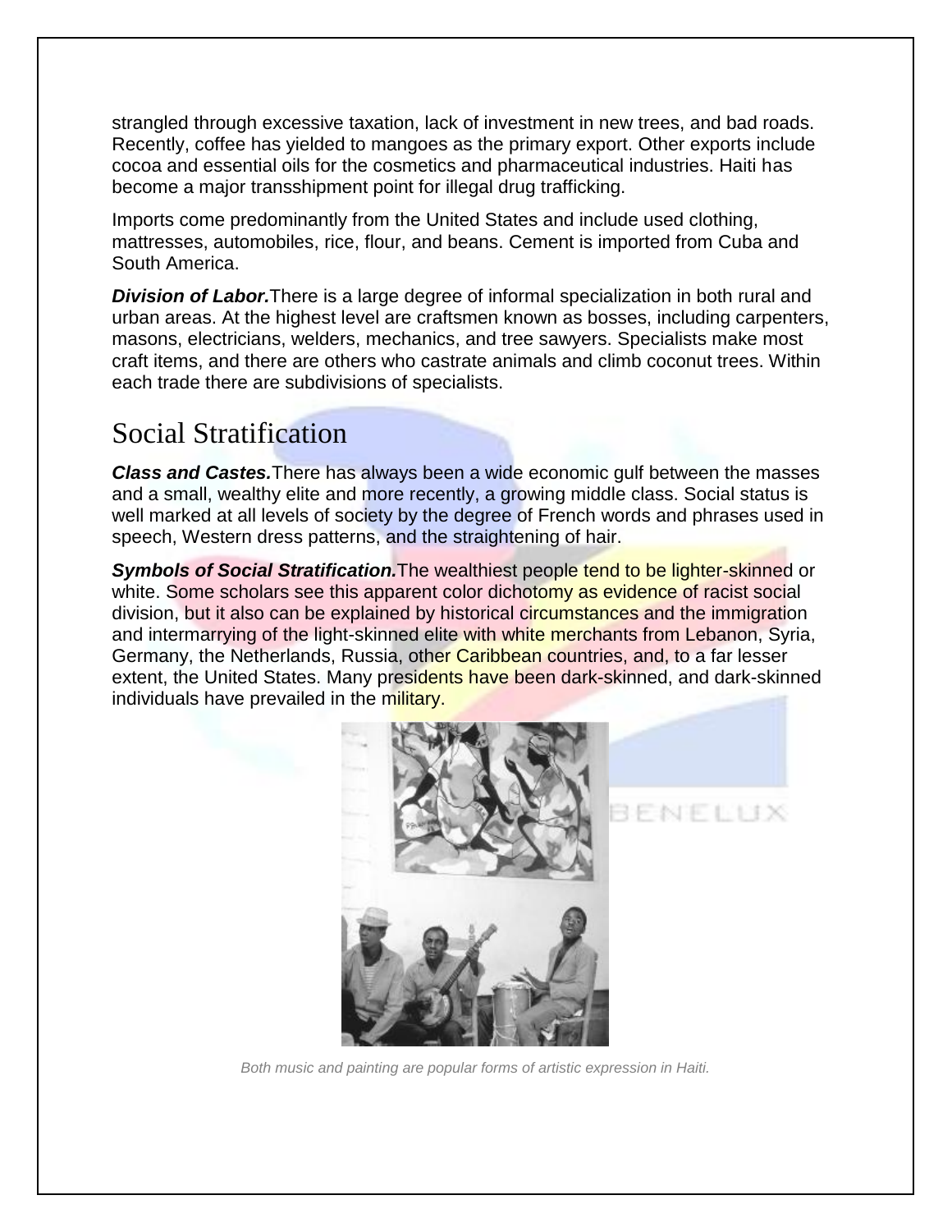strangled through excessive taxation, lack of investment in new trees, and bad roads. Recently, coffee has yielded to mangoes as the primary export. Other exports include cocoa and essential oils for the cosmetics and pharmaceutical industries. Haiti has become a major transshipment point for illegal drug trafficking.

Imports come predominantly from the United States and include used clothing, mattresses, automobiles, rice, flour, and beans. Cement is imported from Cuba and South America.

***Division of Labor.*** There is a large degree of informal specialization in both rural and urban areas. At the highest level are craftsmen known as bosses, including carpenters, masons, electricians, welders, mechanics, and tree sawyers. Specialists make most craft items, and there are others who castrate animals and climb coconut trees. Within each trade there are subdivisions of specialists.

## Social Stratification

***Class and Castes.*** There has always been a wide economic gulf between the masses and a small, wealthy elite and more recently, a growing middle class. Social status is well marked at all levels of society by the degree of French words and phrases used in speech, Western dress patterns, and the straightening of hair.

***Symbols of Social Stratification.*** The wealthiest people tend to be lighter-skinned or white. Some scholars see this apparent color dichotomy as evidence of racist social division, but it also can be explained by historical circumstances and the immigration and intermarrying of the light-skinned elite with white merchants from Lebanon, Syria, Germany, the Netherlands, Russia, other Caribbean countries, and, to a far lesser extent, the United States. Many presidents have been dark-skinned, and dark-skinned individuals have prevailed in the military.

*Both music and painting are popular forms of artistic expression in Haiti.*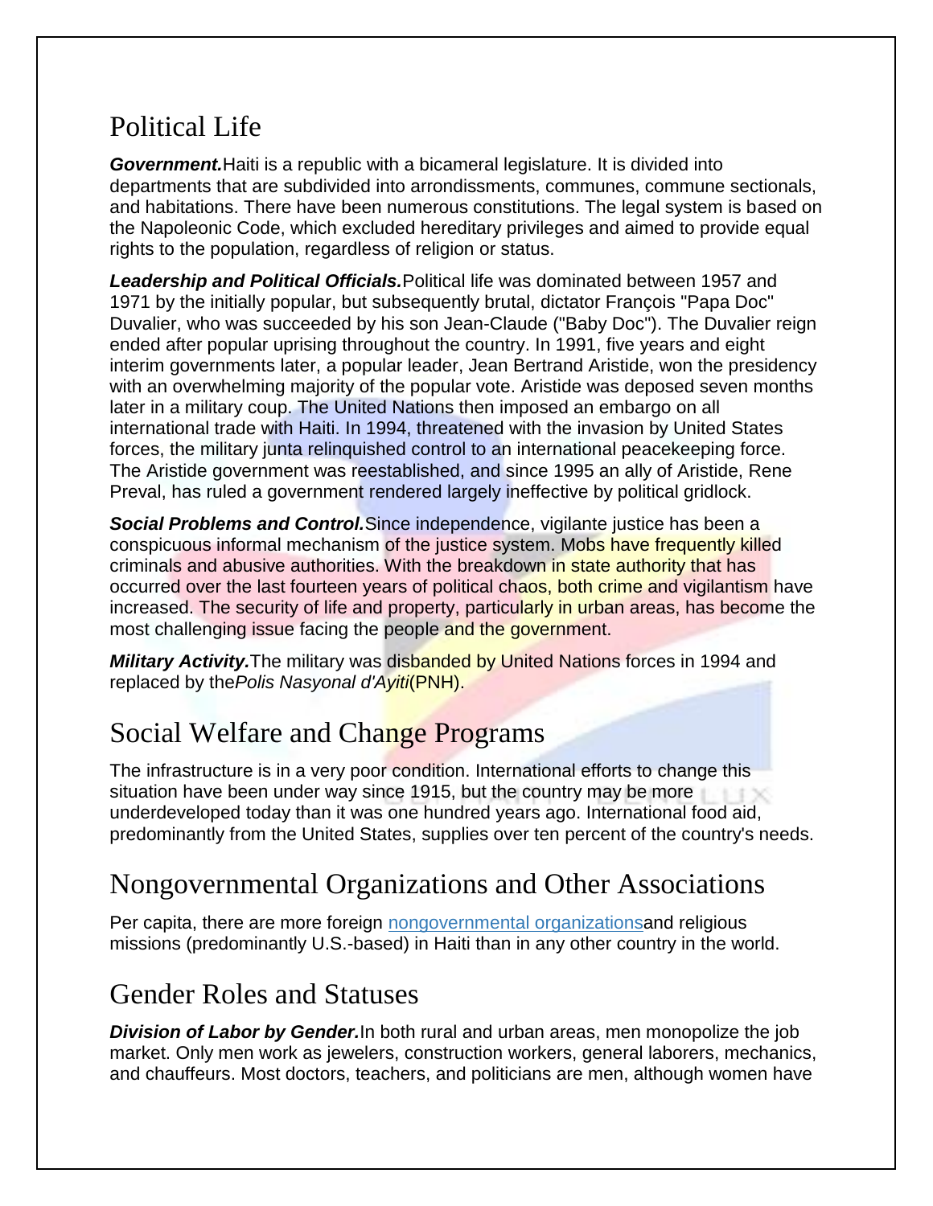## Political Life

***Government.*** Haiti is a republic with a bicameral legislature. It is divided into departments that are subdivided into arrondissments, communes, commune sectionals, and habitations. There have been numerous constitutions. The legal system is based on the Napoleonic Code, which excluded hereditary privileges and aimed to provide equal rights to the population, regardless of religion or status.

***Leadership and Political Officials.*** Political life was dominated between 1957 and 1971 by the initially popular, but subsequently brutal, dictator François "Papa Doc" Duvalier, who was succeeded by his son Jean-Claude ("Baby Doc"). The Duvalier reign ended after popular uprising throughout the country. In 1991, five years and eight interim governments later, a popular leader, Jean Bertrand Aristide, won the presidency with an overwhelming majority of the popular vote. Aristide was deposed seven months later in a military coup. The United Nations then imposed an embargo on all international trade with Haiti. In 1994, threatened with the invasion by United States forces, the military junta relinquished control to an international peacekeeping force. The Aristide government was reestablished, and since 1995 an ally of Aristide, Rene Preval, has ruled a government rendered largely ineffective by political gridlock.

***Social Problems and Control.*** Since independence, vigilante justice has been a conspicuous informal mechanism of the justice system. Mobs have frequently killed criminals and abusive authorities. With the breakdown in state authority that has occurred over the last fourteen years of political chaos, both crime and vigilantism have increased. The security of life and property, particularly in urban areas, has become the most challenging issue facing the people and the government.

***Military Activity.*** The military was disbanded by United Nations forces in 1994 and replaced by the *Polis Nasyonal d'Ayiti* (PNH).

## Social Welfare and Change Programs

The infrastructure is in a very poor condition. International efforts to change this situation have been under way since 1915, but the country may be more underdeveloped today than it was one hundred years ago. International food aid, predominantly from the United States, supplies over ten percent of the country's needs.

## Nongovernmental Organizations and Other Associations

Per capita, there are more foreign nongovernmental organizations and religious missions (predominantly U.S.-based) in Haiti than in any other country in the world.

## Gender Roles and Statuses

***Division of Labor by Gender.*** In both rural and urban areas, men monopolize the job market. Only men work as jewelers, construction workers, general laborers, mechanics, and chauffeurs. Most doctors, teachers, and politicians are men, although women have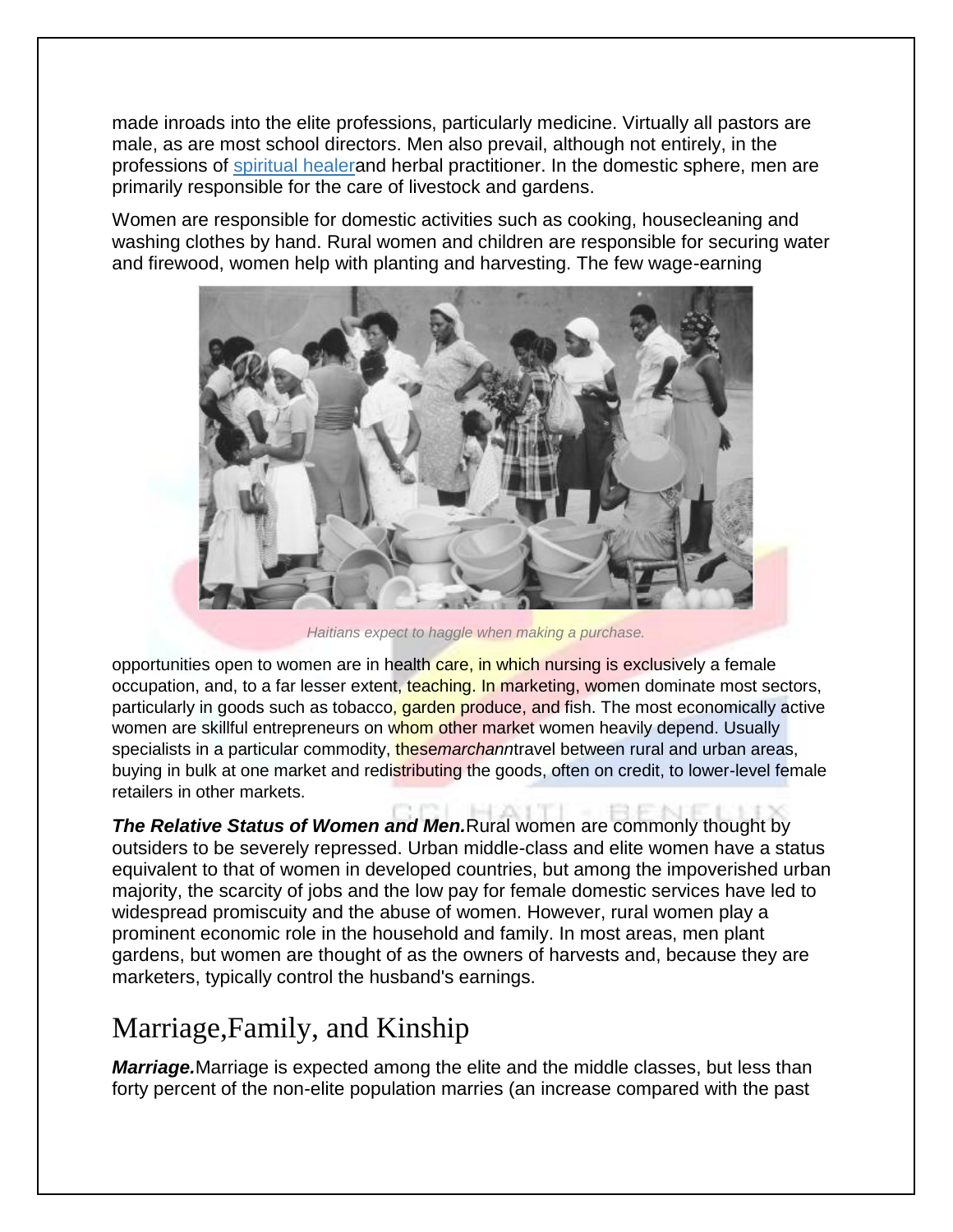made inroads into the elite professions, particularly medicine. Virtually all pastors are male, as are most school directors. Men also prevail, although not entirely, in the professions of spiritual healerand herbal practitioner. In the domestic sphere, men are primarily responsible for the care of livestock and gardens.

Women are responsible for domestic activities such as cooking, housecleaning and washing clothes by hand. Rural women and children are responsible for securing water and firewood, women help with planting and harvesting. The few wage-earning opportunities open to women are in health care, in which nursing is exclusively a female occupation, and, to a far lesser extent, teaching. In marketing, women dominate most sectors, particularly in goods such as tobacco, garden produce, and fish. The most economically active women are skillful entrepreneurs on whom other market women heavily depend. Usually specialists in a particular commodity, these *marchann* travel between rural and urban areas, buying in bulk at one market and redistributing the goods, often on credit, to lower-level female retailers in other markets.

*Haitians expect to haggle when making a purchase.*

***The Relative Status of Women and Men.*** Rural women are commonly thought by outsiders to be severely repressed. Urban middle-class and elite women have a status equivalent to that of women in developed countries, but among the impoverished urban majority, the scarcity of jobs and the low pay for female domestic services have led to widespread promiscuity and the abuse of women. However, rural women play a prominent economic role in the household and family. In most areas, men plant gardens, but women are thought of as the owners of harvests and, because they are marketers, typically control the husband's earnings.

## Marriage,Family, and Kinship

***Marriage.*** Marriage is expected among the elite and the middle classes, but less than forty percent of the non-elite population marries (an increase compared with the past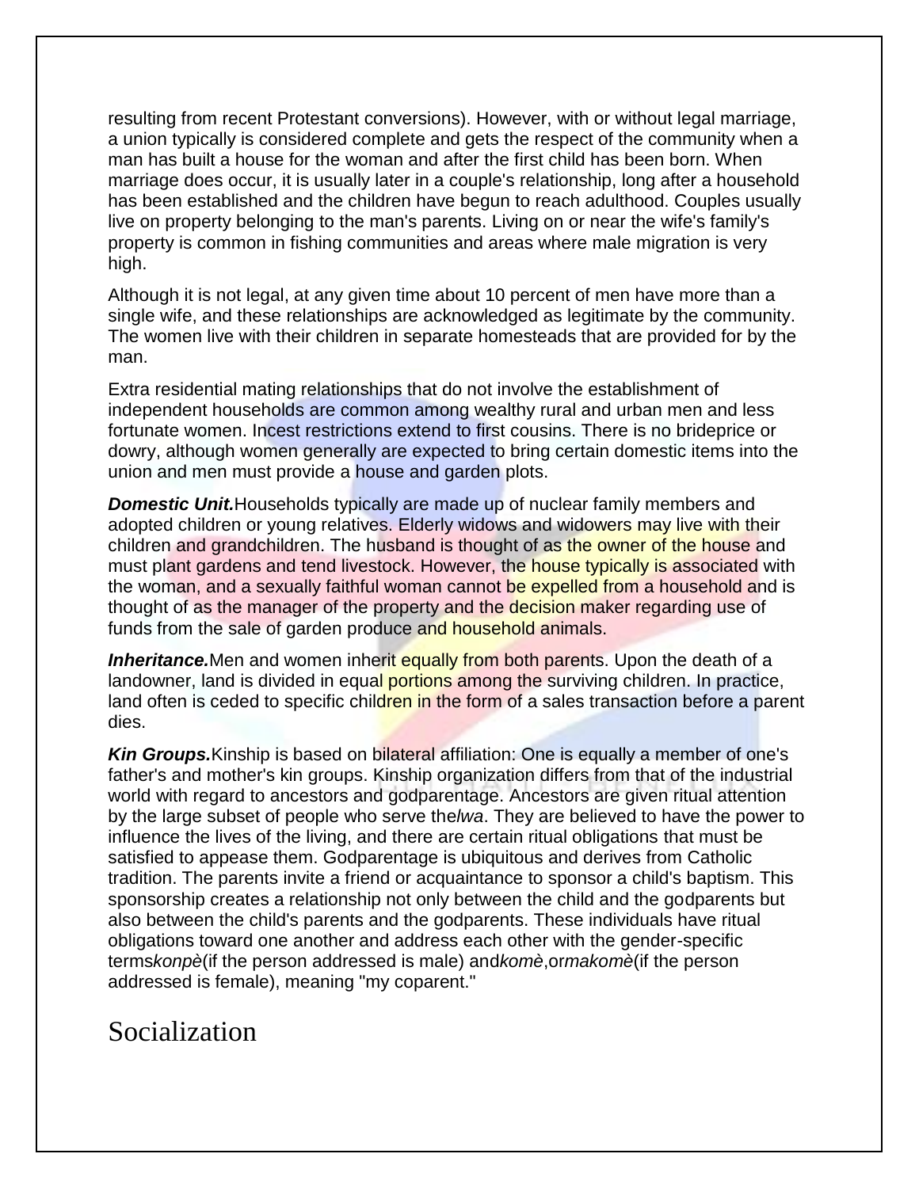resulting from recent Protestant conversions). However, with or without legal marriage, a union typically is considered complete and gets the respect of the community when a man has built a house for the woman and after the first child has been born. When marriage does occur, it is usually later in a couple's relationship, long after a household has been established and the children have begun to reach adulthood. Couples usually live on property belonging to the man's parents. Living on or near the wife's family's property is common in fishing communities and areas where male migration is very high.

Although it is not legal, at any given time about 10 percent of men have more than a single wife, and these relationships are acknowledged as legitimate by the community. The women live with their children in separate homesteads that are provided for by the man.

Extra residential mating relationships that do not involve the establishment of independent households are common among wealthy rural and urban men and less fortunate women. Incest restrictions extend to first cousins. There is no brideprice or dowry, although women generally are expected to bring certain domestic items into the union and men must provide a house and garden plots.

***Domestic Unit.***Households typically are made up of nuclear family members and adopted children or young relatives. Elderly widows and widowers may live with their children and grandchildren. The husband is thought of as the owner of the house and must plant gardens and tend livestock. However, the house typically is associated with the woman, and a sexually faithful woman cannot be expelled from a household and is thought of as the manager of the property and the decision maker regarding use of funds from the sale of garden produce and household animals.

***Inheritance.***Men and women inherit equally from both parents. Upon the death of a landowner, land is divided in equal portions among the surviving children. In practice, land often is ceded to specific children in the form of a sales transaction before a parent dies.

***Kin Groups.***Kinship is based on bilateral affiliation: One is equally a member of one's father's and mother's kin groups. Kinship organization differs from that of the industrial world with regard to ancestors and godparentage. Ancestors are given ritual attention by the large subset of people who serve the*lwa*. They are believed to have the power to influence the lives of the living, and there are certain ritual obligations that must be satisfied to appease them. Godparentage is ubiquitous and derives from Catholic tradition. The parents invite a friend or acquaintance to sponsor a child's baptism. This sponsorship creates a relationship not only between the child and the godparents but also between the child's parents and the godparents. These individuals have ritual obligations toward one another and address each other with the gender-specific terms*konpè*(if the person addressed is male) and*komè*,or*makomè*(if the person addressed is female), meaning "my coparent."

# Socialization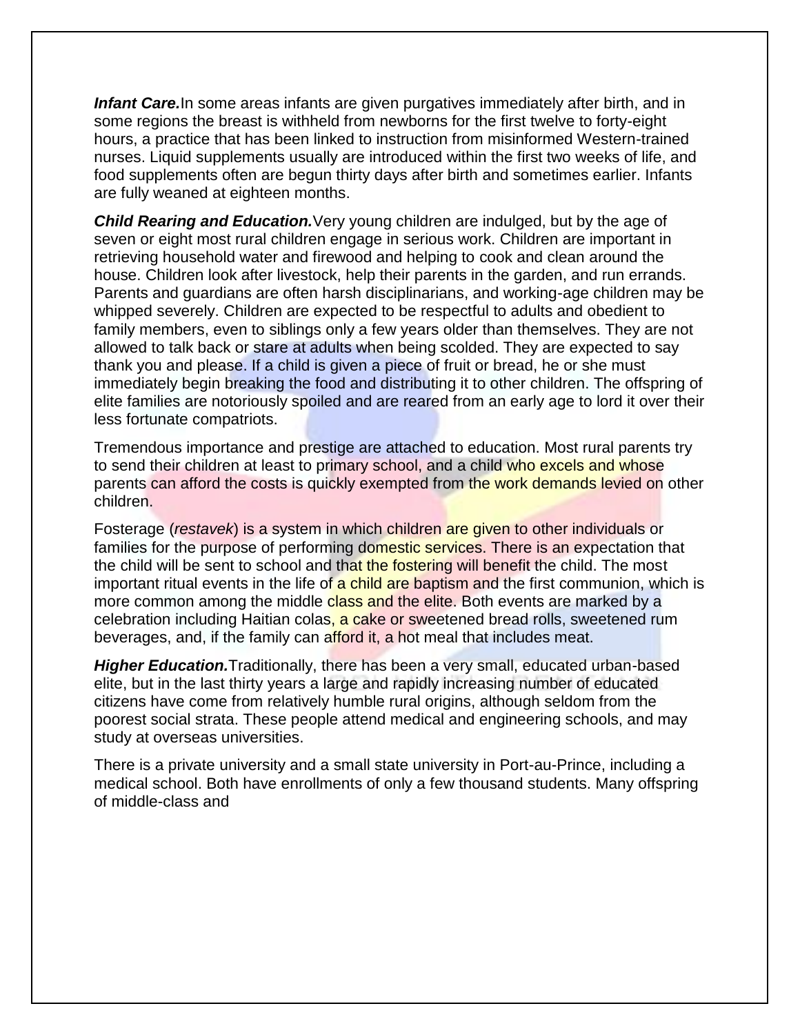***Infant Care.*** In some areas infants are given purgatives immediately after birth, and in some regions the breast is withheld from newborns for the first twelve to forty-eight hours, a practice that has been linked to instruction from misinformed Western-trained nurses. Liquid supplements usually are introduced within the first two weeks of life, and food supplements often are begun thirty days after birth and sometimes earlier. Infants are fully weaned at eighteen months.

***Child Rearing and Education.*** Very young children are indulged, but by the age of seven or eight most rural children engage in serious work. Children are important in retrieving household water and firewood and helping to cook and clean around the house. Children look after livestock, help their parents in the garden, and run errands. Parents and guardians are often harsh disciplinarians, and working-age children may be whipped severely. Children are expected to be respectful to adults and obedient to family members, even to siblings only a few years older than themselves. They are not allowed to talk back or stare at adults when being scolded. They are expected to say thank you and please. If a child is given a piece of fruit or bread, he or she must immediately begin breaking the food and distributing it to other children. The offspring of elite families are notoriously spoiled and are reared from an early age to lord it over their less fortunate compatriots.

Tremendous importance and prestige are attached to education. Most rural parents try to send their children at least to primary school, and a child who excels and whose parents can afford the costs is quickly exempted from the work demands levied on other children.

Fosterage (*restavek*) is a system in which children are given to other individuals or families for the purpose of performing domestic services. There is an expectation that the child will be sent to school and that the fostering will benefit the child. The most important ritual events in the life of a child are baptism and the first communion, which is more common among the middle class and the elite. Both events are marked by a celebration including Haitian colas, a cake or sweetened bread rolls, sweetened rum beverages, and, if the family can afford it, a hot meal that includes meat.

***Higher Education.*** Traditionally, there has been a very small, educated urban-based elite, but in the last thirty years a large and rapidly increasing number of educated citizens have come from relatively humble rural origins, although seldom from the poorest social strata. These people attend medical and engineering schools, and may study at overseas universities.

There is a private university and a small state university in Port-au-Prince, including a medical school. Both have enrollments of only a few thousand students. Many offspring of middle-class and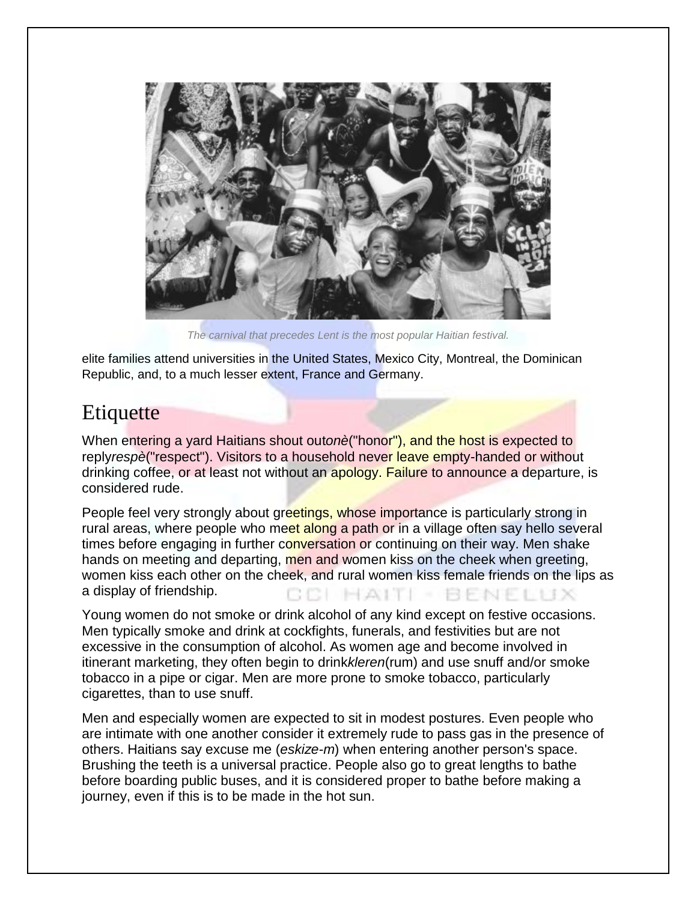The carnival that precedes Lent is the most popular Haitian festival.

elite families attend universities in the United States, Mexico City, Montreal, the Dominican Republic, and, to a much lesser extent, France and Germany.

# Etiquette

When entering a yard Haitians shout out*onè*("honor"), and the host is expected to reply*respè*("respect"). Visitors to a household never leave empty-handed or without drinking coffee, or at least not without an apology. Failure to announce a departure, is considered rude.

People feel very strongly about greetings, whose importance is particularly strong in rural areas, where people who meet along a path or in a village often say hello several times before engaging in further conversation or continuing on their way. Men shake hands on meeting and departing, men and women kiss on the cheek when greeting, women kiss each other on the cheek, and rural women kiss female friends on the lips as a display of friendship.

Young women do not smoke or drink alcohol of any kind except on festive occasions. Men typically smoke and drink at cockfights, funerals, and festivities but are not excessive in the consumption of alcohol. As women age and become involved in itinerant marketing, they often begin to drink*kleren*(rum) and use snuff and/or smoke tobacco in a pipe or cigar. Men are more prone to smoke tobacco, particularly cigarettes, than to use snuff.

Men and especially women are expected to sit in modest postures. Even people who are intimate with one another consider it extremely rude to pass gas in the presence of others. Haitians say excuse me (*eskize-m*) when entering another person's space. Brushing the teeth is a universal practice. People also go to great lengths to bathe before boarding public buses, and it is considered proper to bathe before making a journey, even if this is to be made in the hot sun.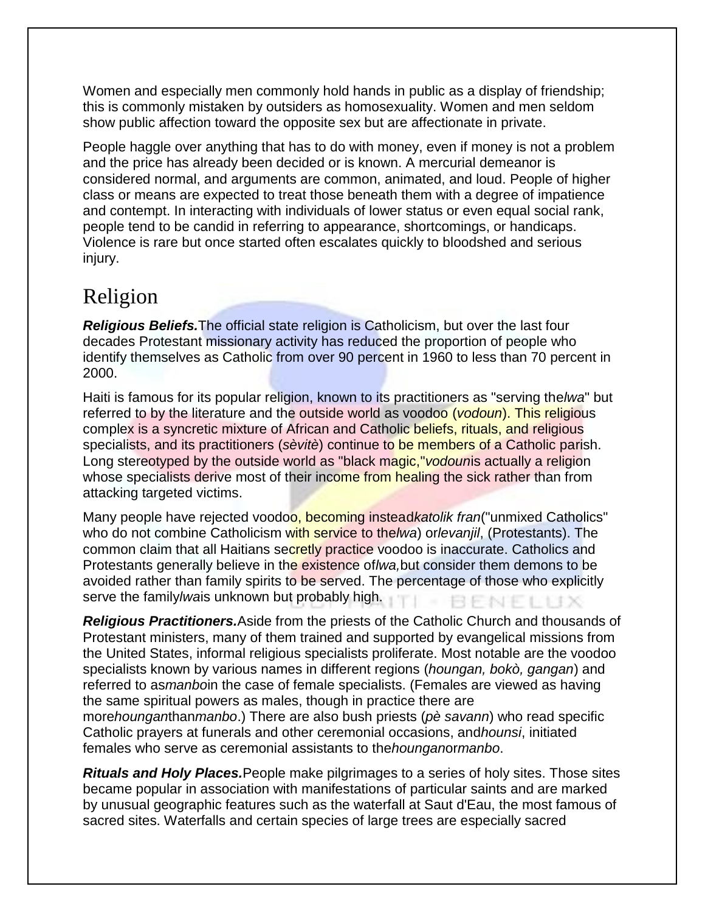Women and especially men commonly hold hands in public as a display of friendship; this is commonly mistaken by outsiders as homosexuality. Women and men seldom show public affection toward the opposite sex but are affectionate in private.

People haggle over anything that has to do with money, even if money is not a problem and the price has already been decided or is known. A mercurial demeanor is considered normal, and arguments are common, animated, and loud. People of higher class or means are expected to treat those beneath them with a degree of impatience and contempt. In interacting with individuals of lower status or even equal social rank, people tend to be candid in referring to appearance, shortcomings, or handicaps. Violence is rare but once started often escalates quickly to bloodshed and serious injury.

## Religion

***Religious Beliefs.*** The official state religion is Catholicism, but over the last four decades Protestant missionary activity has reduced the proportion of people who identify themselves as Catholic from over 90 percent in 1960 to less than 70 percent in 2000.

Haiti is famous for its popular religion, known to its practitioners as "serving the *lwa*" but referred to by the literature and the outside world as voodoo (*vodoun*). This religious complex is a syncretic mixture of African and Catholic beliefs, rituals, and religious specialists, and its practitioners (*sèvitè*) continue to be members of a Catholic parish. Long stereotyped by the outside world as "black magic," *vodoun* is actually a religion whose specialists derive most of their income from healing the sick rather than from attacking targeted victims.

Many people have rejected voodoo, becoming instead *katolik fran* ("unmixed Catholics" who do not combine Catholicism with service to the *lwa*) or *levanjil*, (Protestants). The common claim that all Haitians secretly practice voodoo is inaccurate. Catholics and Protestants generally believe in the existence of *lwa,* but consider them demons to be avoided rather than family spirits to be served. The percentage of those who explicitly serve the family *lwa* is unknown but probably high.

***Religious Practitioners.*** Aside from the priests of the Catholic Church and thousands of Protestant ministers, many of them trained and supported by evangelical missions from the United States, informal religious specialists proliferate. Most notable are the voodoo specialists known by various names in different regions (*houngan, bokò, gangan*) and referred to as *manbo* in the case of female specialists. (Females are viewed as having the same spiritual powers as males, though in practice there are more *houngan* than *manbo*.) There are also bush priests (*pè savann*) who read specific Catholic prayers at funerals and other ceremonial occasions, and *hounsi*, initiated females who serve as ceremonial assistants to the *houngan* or *manbo*.

***Rituals and Holy Places.*** People make pilgrimages to a series of holy sites. Those sites became popular in association with manifestations of particular saints and are marked by unusual geographic features such as the waterfall at Saut d'Eau, the most famous of sacred sites. Waterfalls and certain species of large trees are especially sacred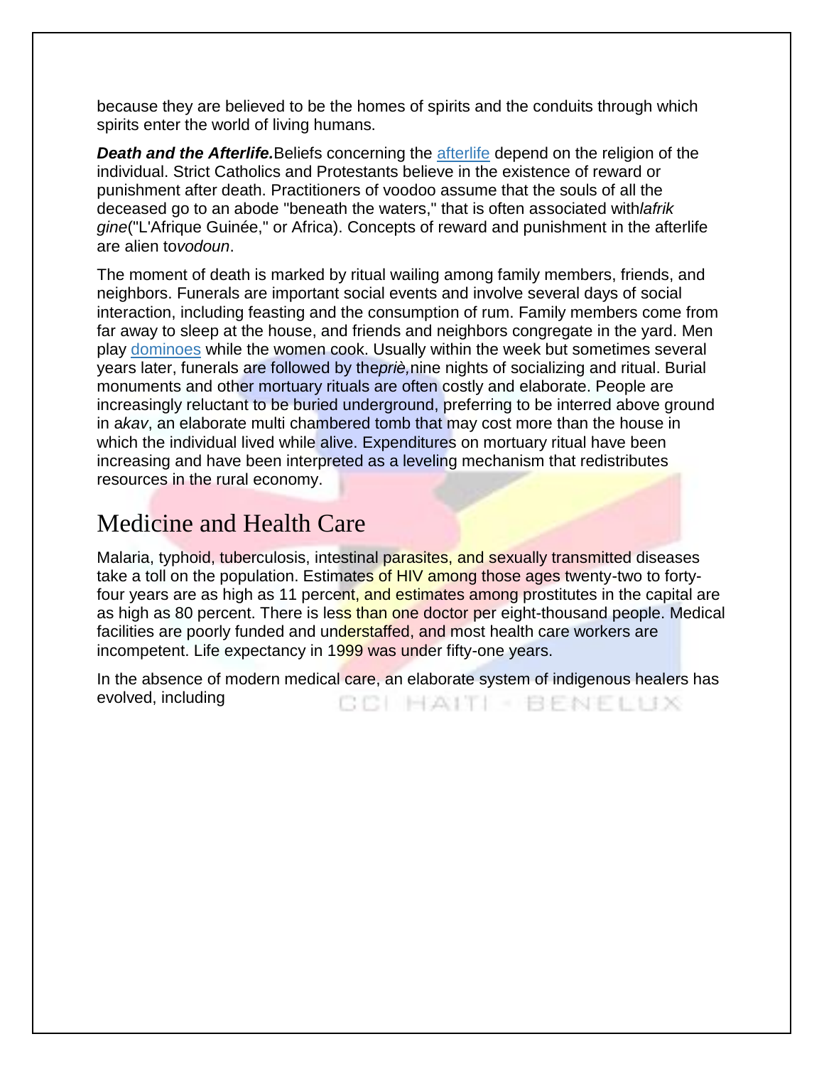because they are believed to be the homes of spirits and the conduits through which spirits enter the world of living humans.

***Death and the Afterlife.*** Beliefs concerning the afterlife depend on the religion of the individual. Strict Catholics and Protestants believe in the existence of reward or punishment after death. Practitioners of voodoo assume that the souls of all the deceased go to an abode "beneath the waters," that is often associated with *lafrik gine* ("L'Afrique Guinée," or Africa). Concepts of reward and punishment in the afterlife are alien to *vodoun*.

The moment of death is marked by ritual wailing among family members, friends, and neighbors. Funerals are important social events and involve several days of social interaction, including feasting and the consumption of rum. Family members come from far away to sleep at the house, and friends and neighbors congregate in the yard. Men play dominoes while the women cook. Usually within the week but sometimes several years later, funerals are followed by the *priè,* nine nights of socializing and ritual. Burial monuments and other mortuary rituals are often costly and elaborate. People are increasingly reluctant to be buried underground, preferring to be interred above ground in a *kav*, an elaborate multi chambered tomb that may cost more than the house in which the individual lived while alive. Expenditures on mortuary ritual have been increasing and have been interpreted as a leveling mechanism that redistributes resources in the rural economy.

## Medicine and Health Care

Malaria, typhoid, tuberculosis, intestinal parasites, and sexually transmitted diseases take a toll on the population. Estimates of HIV among those ages twenty-two to forty-four years are as high as 11 percent, and estimates among prostitutes in the capital are as high as 80 percent. There is less than one doctor per eight-thousand people. Medical facilities are poorly funded and understaffed, and most health care workers are incompetent. Life expectancy in 1999 was under fifty-one years.

In the absence of modern medical care, an elaborate system of indigenous healers has evolved, including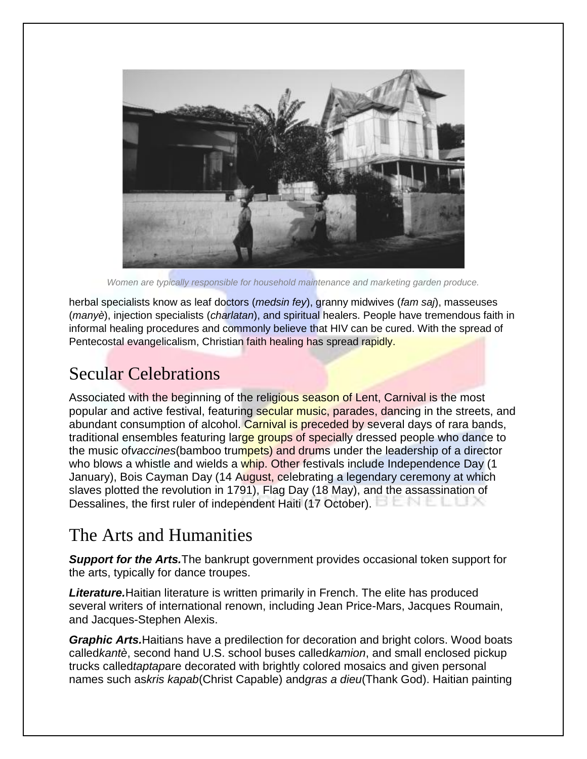*Women are typically responsible for household maintenance and marketing garden produce.*

herbal specialists know as leaf doctors (*medsin fey*), granny midwives (*fam saj*), masseuses (*manyè*), injection specialists (*charlatan*), and spiritual healers. People have tremendous faith in informal healing procedures and commonly believe that HIV can be cured. With the spread of Pentecostal evangelicalism, Christian faith healing has spread rapidly.

## Secular Celebrations

Associated with the beginning of the religious season of Lent, Carnival is the most popular and active festival, featuring secular music, parades, dancing in the streets, and abundant consumption of alcohol. Carnival is preceded by several days of rara bands, traditional ensembles featuring large groups of specially dressed people who dance to the music of*vaccines*(bamboo trumpets) and drums under the leadership of a director who blows a whistle and wields a whip. Other festivals include Independence Day (1 January), Bois Cayman Day (14 August, celebrating a legendary ceremony at which slaves plotted the revolution in 1791), Flag Day (18 May), and the assassination of Dessalines, the first ruler of independent Haiti (17 October).

## The Arts and Humanities

***Support for the Arts.***The bankrupt government provides occasional token support for the arts, typically for dance troupes.

***Literature.***Haitian literature is written primarily in French. The elite has produced several writers of international renown, including Jean Price-Mars, Jacques Roumain, and Jacques-Stephen Alexis.

***Graphic Arts.***Haitians have a predilection for decoration and bright colors. Wood boats called*kantè*, second hand U.S. school buses called*kamion*, and small enclosed pickup trucks called*taptap*are decorated with brightly colored mosaics and given personal names such as*kris kapab*(Christ Capable) and*gras a dieu*(Thank God). Haitian painting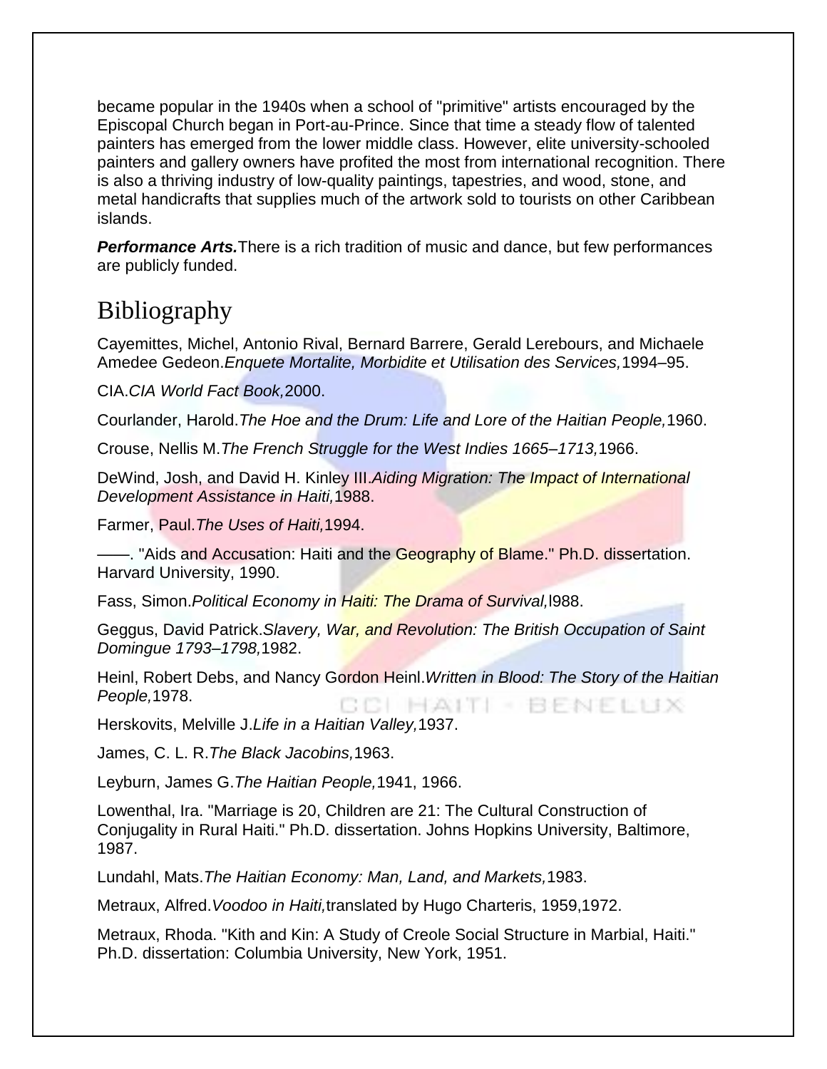became popular in the 1940s when a school of "primitive" artists encouraged by the Episcopal Church began in Port-au-Prince. Since that time a steady flow of talented painters has emerged from the lower middle class. However, elite university-schooled painters and gallery owners have profited the most from international recognition. There is also a thriving industry of low-quality paintings, tapestries, and wood, stone, and metal handicrafts that supplies much of the artwork sold to tourists on other Caribbean islands.

***Performance Arts.*** There is a rich tradition of music and dance, but few performances are publicly funded.

# Bibliography

Cayemittes, Michel, Antonio Rival, Bernard Barrere, Gerald Lerebours, and Michaele Amedee Gedeon. *Enquete Mortalite, Morbidite et Utilisation des Services,* 1994–95.

CIA. *CIA World Fact Book,* 2000.

Courlander, Harold. *The Hoe and the Drum: Life and Lore of the Haitian People,* 1960.

Crouse, Nellis M. *The French Struggle for the West Indies 1665–1713,* 1966.

DeWind, Josh, and David H. Kinley III. *Aiding Migration: The Impact of International Development Assistance in Haiti,* 1988.

Farmer, Paul. *The Uses of Haiti,* 1994.

——. "Aids and Accusation: Haiti and the Geography of Blame." Ph.D. dissertation. Harvard University, 1990.

Fass, Simon. *Political Economy in Haiti: The Drama of Survival,* l988.

Geggus, David Patrick. *Slavery, War, and Revolution: The British Occupation of Saint Domingue 1793–1798,* 1982.

Heinl, Robert Debs, and Nancy Gordon Heinl. *Written in Blood: The Story of the Haitian People,* 1978.

Herskovits, Melville J. *Life in a Haitian Valley,* 1937.

James, C. L. R. *The Black Jacobins,* 1963.

Leyburn, James G. *The Haitian People,* 1941, 1966.

Lowenthal, Ira. "Marriage is 20, Children are 21: The Cultural Construction of Conjugality in Rural Haiti." Ph.D. dissertation. Johns Hopkins University, Baltimore, 1987.

Lundahl, Mats. *The Haitian Economy: Man, Land, and Markets,* 1983.

Metraux, Alfred. *Voodoo in Haiti,* translated by Hugo Charteris, 1959,1972.

Metraux, Rhoda. "Kith and Kin: A Study of Creole Social Structure in Marbial, Haiti." Ph.D. dissertation: Columbia University, New York, 1951.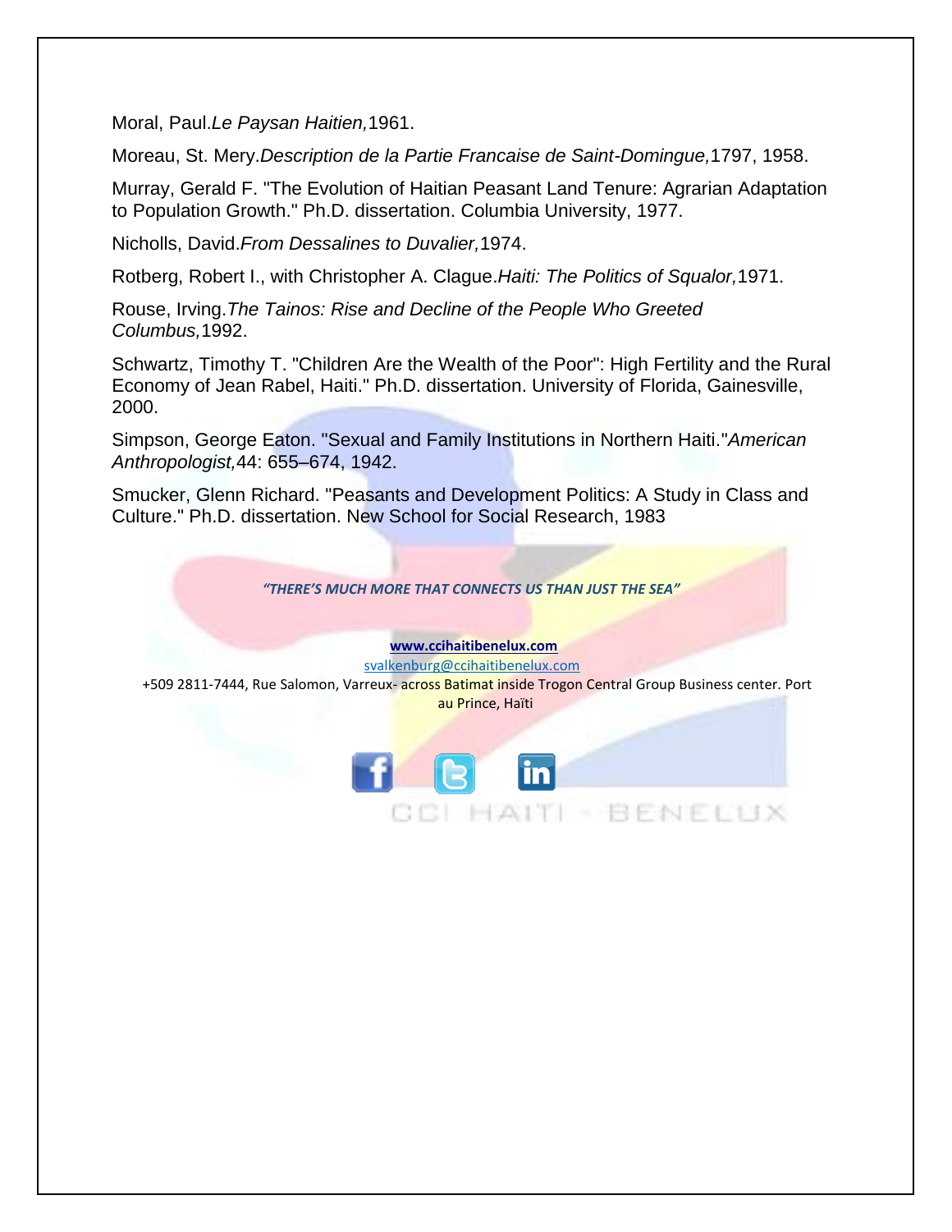Moral, Paul.*Le Paysan Haitien,*1961.

Moreau, St. Mery.*Description de la Partie Francaise de Saint-Domingue,*1797, 1958.

Murray, Gerald F. "The Evolution of Haitian Peasant Land Tenure: Agrarian Adaptation to Population Growth." Ph.D. dissertation. Columbia University, 1977.

Nicholls, David.*From Dessalines to Duvalier,*1974.

Rotberg, Robert I., with Christopher A. Clague.*Haiti: The Politics of Squalor,*1971.

Rouse, Irving.*The Tainos: Rise and Decline of the People Who Greeted Columbus,*1992.

Schwartz, Timothy T. "Children Are the Wealth of the Poor": High Fertility and the Rural Economy of Jean Rabel, Haiti." Ph.D. dissertation. University of Florida, Gainesville, 2000.

Simpson, George Eaton. "Sexual and Family Institutions in Northern Haiti."*American Anthropologist,*44: 655–674, 1942.

Smucker, Glenn Richard. "Peasants and Development Politics: A Study in Class and Culture." Ph.D. dissertation. New School for Social Research, 1983

***"THERE'S MUCH MORE THAT CONNECTS US THAN JUST THE SEA"***

**www.ccihaitibenelux.com**

svalkenburg@ccihaitibenelux.com

+509 2811-7444, Rue Salomon, Varreux- across Batimat inside Trogon Central Group Business center. Port au Prince, Haïti

CCI HAITI - BENELUX